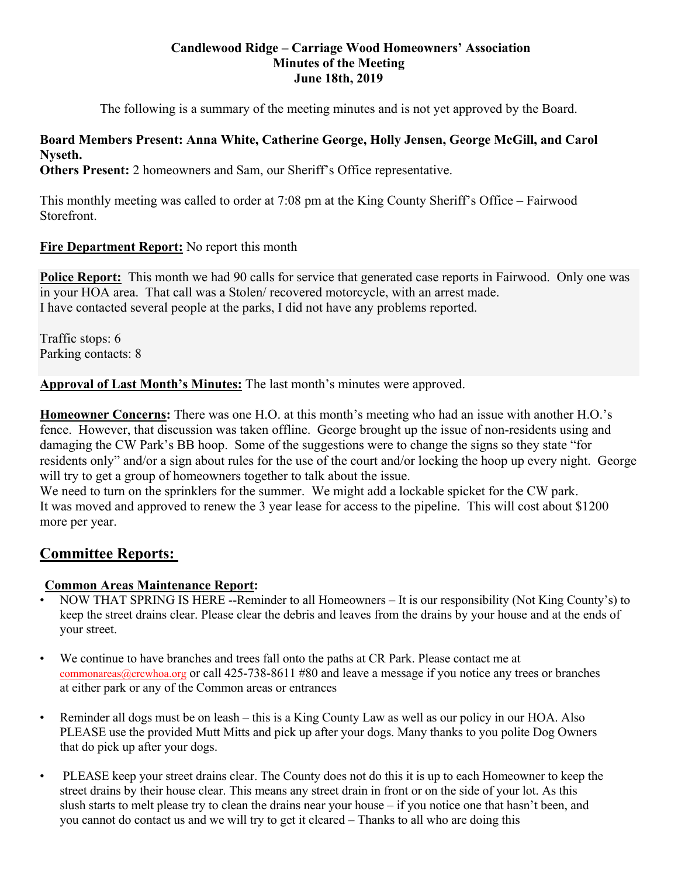**Candlewood Ridge – Carriage Wood Homeowners' Association**
**Minutes of the Meeting**
**June 18th, 2019**

The following is a summary of the meeting minutes and is not yet approved by the Board.

**Board Members Present: Anna White, Catherine George, Holly Jensen, George McGill, and Carol Nyseth.**
**Others Present:** 2 homeowners and Sam, our Sheriff's Office representative.

This monthly meeting was called to order at 7:08 pm at the King County Sheriff's Office – Fairwood Storefront.

**Fire Department Report:** No report this month

**Police Report:** This month we had 90 calls for service that generated case reports in Fairwood. Only one was in your HOA area. That call was a Stolen/ recovered motorcycle, with an arrest made.
I have contacted several people at the parks, I did not have any problems reported.

Traffic stops: 6
Parking contacts: 8

**Approval of Last Month's Minutes:** The last month's minutes were approved.

**Homeowner Concerns:** There was one H.O. at this month's meeting who had an issue with another H.O.'s fence. However, that discussion was taken offline. George brought up the issue of non-residents using and damaging the CW Park's BB hoop. Some of the suggestions were to change the signs so they state "for residents only" and/or a sign about rules for the use of the court and/or locking the hoop up every night. George will try to get a group of homeowners together to talk about the issue.
We need to turn on the sprinklers for the summer. We might add a lockable spicket for the CW park.
It was moved and approved to renew the 3 year lease for access to the pipeline. This will cost about $1200 more per year.

## Committee Reports:

**Common Areas Maintenance Report:**

- NOW THAT SPRING IS HERE --Reminder to all Homeowners – It is our responsibility (Not King County's) to keep the street drains clear. Please clear the debris and leaves from the drains by your house and at the ends of your street.

- We continue to have branches and trees fall onto the paths at CR Park. Please contact me at commonareas@crcwhoa.org or call 425-738-8611 #80 and leave a message if you notice any trees or branches at either park or any of the Common areas or entrances

- Reminder all dogs must be on leash – this is a King County Law as well as our policy in our HOA. Also PLEASE use the provided Mutt Mitts and pick up after your dogs. Many thanks to you polite Dog Owners that do pick up after your dogs.

- PLEASE keep your street drains clear. The County does not do this it is up to each Homeowner to keep the street drains by their house clear. This means any street drain in front or on the side of your lot. As this slush starts to melt please try to clean the drains near your house – if you notice one that hasn't been, and you cannot do contact us and we will try to get it cleared – Thanks to all who are doing this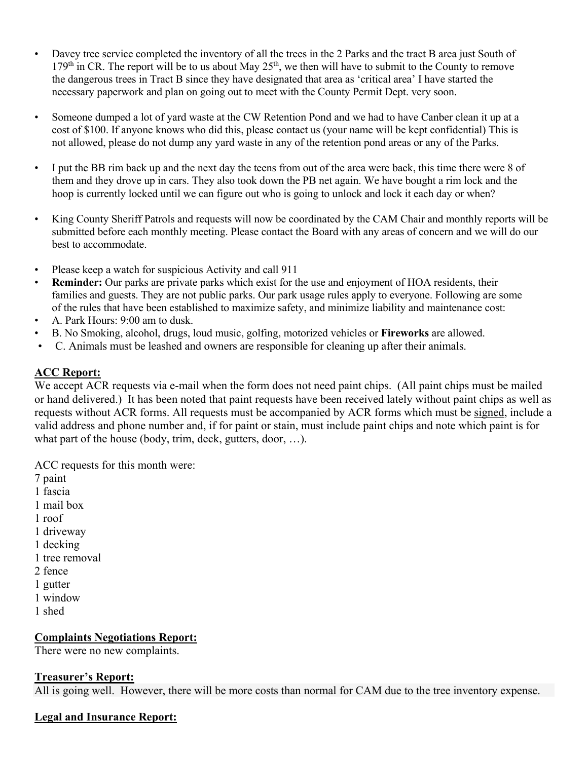- Davey tree service completed the inventory of all the trees in the 2 Parks and the tract B area just South of 179th in CR. The report will be to us about May 25th, we then will have to submit to the County to remove the dangerous trees in Tract B since they have designated that area as 'critical area' I have started the necessary paperwork and plan on going out to meet with the County Permit Dept. very soon.

- Someone dumped a lot of yard waste at the CW Retention Pond and we had to have Canber clean it up at a cost of $100. If anyone knows who did this, please contact us (your name will be kept confidential) This is not allowed, please do not dump any yard waste in any of the retention pond areas or any of the Parks.

- I put the BB rim back up and the next day the teens from out of the area were back, this time there were 8 of them and they drove up in cars. They also took down the PB net again. We have bought a rim lock and the hoop is currently locked until we can figure out who is going to unlock and lock it each day or when?

- King County Sheriff Patrols and requests will now be coordinated by the CAM Chair and monthly reports will be submitted before each monthly meeting. Please contact the Board with any areas of concern and we will do our best to accommodate.

- Please keep a watch for suspicious Activity and call 911
- **Reminder:** Our parks are private parks which exist for the use and enjoyment of HOA residents, their families and guests. They are not public parks. Our park usage rules apply to everyone. Following are some of the rules that have been established to maximize safety, and minimize liability and maintenance cost:
- A. Park Hours: 9:00 am to dusk.
- B. No Smoking, alcohol, drugs, loud music, golfing, motorized vehicles or **Fireworks** are allowed.
- C. Animals must be leashed and owners are responsible for cleaning up after their animals.

## ACC Report:

We accept ACR requests via e-mail when the form does not need paint chips. (All paint chips must be mailed or hand delivered.) It has been noted that paint requests have been received lately without paint chips as well as requests without ACR forms. All requests must be accompanied by ACR forms which must be signed, include a valid address and phone number and, if for paint or stain, must include paint chips and note which paint is for what part of the house (body, trim, deck, gutters, door, …).

ACC requests for this month were:
7 paint
1 fascia
1 mail box
1 roof
1 driveway
1 decking
1 tree removal
2 fence
1 gutter
1 window
1 shed

## Complaints Negotiations Report:

There were no new complaints.

## Treasurer's Report:

All is going well. However, there will be more costs than normal for CAM due to the tree inventory expense.

## Legal and Insurance Report: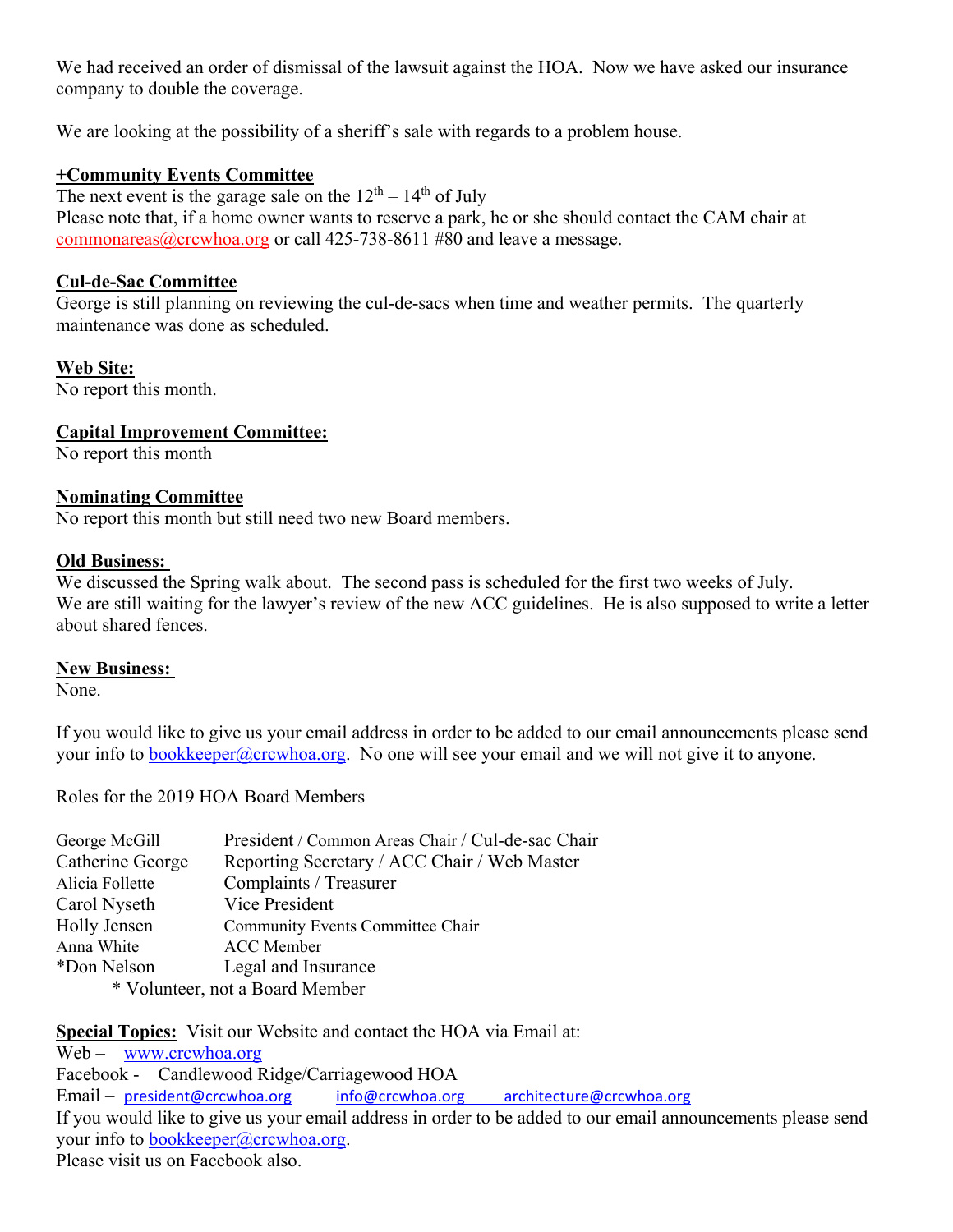We had received an order of dismissal of the lawsuit against the HOA. Now we have asked our insurance company to double the coverage.

We are looking at the possibility of a sheriff's sale with regards to a problem house.

**+Community Events Committee**

The next event is the garage sale on the 12th – 14th of July
Please note that, if a home owner wants to reserve a park, he or she should contact the CAM chair at commonareas@crcwhoa.org or call 425-738-8611 #80 and leave a message.

**Cul-de-Sac Committee**

George is still planning on reviewing the cul-de-sacs when time and weather permits. The quarterly maintenance was done as scheduled.

**Web Site:**

No report this month.

**Capital Improvement Committee:**

No report this month

**Nominating Committee**

No report this month but still need two new Board members.

**Old Business:**

We discussed the Spring walk about. The second pass is scheduled for the first two weeks of July.
We are still waiting for the lawyer's review of the new ACC guidelines. He is also supposed to write a letter about shared fences.

**New Business:**

None.

If you would like to give us your email address in order to be added to our email announcements please send your info to bookkeeper@crcwhoa.org. No one will see your email and we will not give it to anyone.

Roles for the 2019 HOA Board Members

| | |
|---|---|
| George McGill | President / Common Areas Chair / Cul-de-sac Chair |
| Catherine George | Reporting Secretary / ACC Chair / Web Master |
| Alicia Follette | Complaints / Treasurer |
| Carol Nyseth | Vice President |
| Holly Jensen | Community Events Committee Chair |
| Anna White | ACC Member |
| *Don Nelson | Legal and Insurance |

\* Volunteer, not a Board Member

**Special Topics:** Visit our Website and contact the HOA via Email at:
Web – www.crcwhoa.org
Facebook - Candlewood Ridge/Carriagewood HOA
Email – president@crcwhoa.org info@crcwhoa.org architecture@crcwhoa.org
If you would like to give us your email address in order to be added to our email announcements please send your info to bookkeeper@crcwhoa.org.
Please visit us on Facebook also.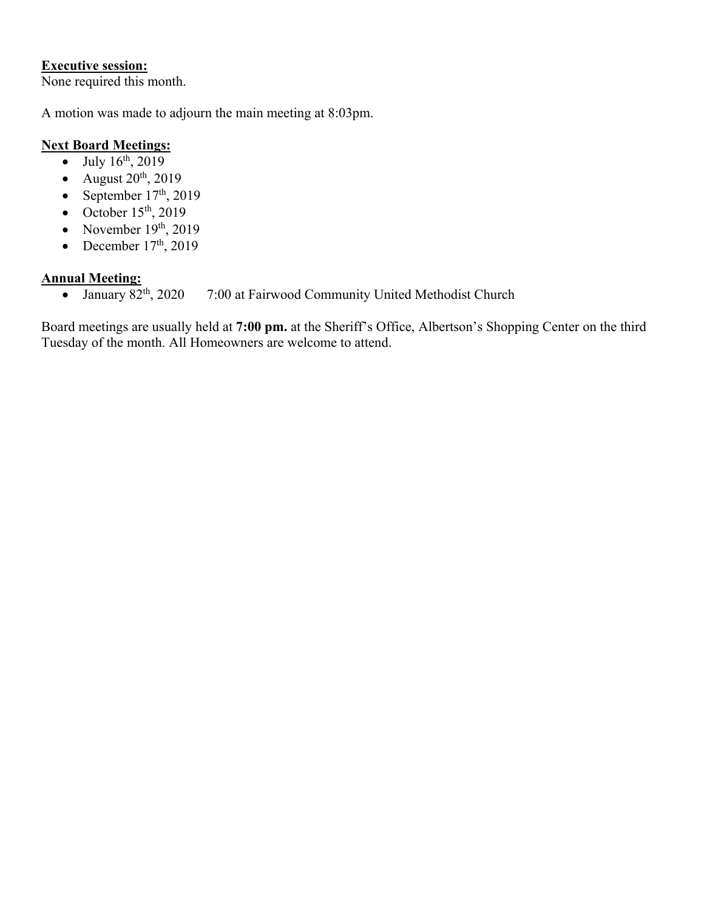**Executive session:**
None required this month.

A motion was made to adjourn the main meeting at 8:03pm.

**Next Board Meetings:**

- July 16th, 2019
- August 20th, 2019
- September 17th, 2019
- October 15th, 2019
- November 19th, 2019
- December 17th, 2019

**Annual Meeting:**

- January 82th, 2020 7:00 at Fairwood Community United Methodist Church

Board meetings are usually held at **7:00 pm.** at the Sheriff's Office, Albertson's Shopping Center on the third Tuesday of the month. All Homeowners are welcome to attend.